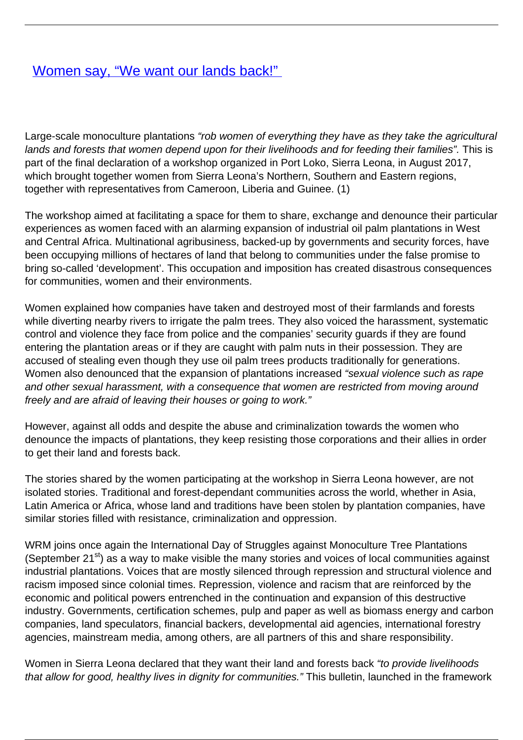# [Women say, "We want our lands back!"]

Large-scale monoculture plantations *"rob women of everything they have as they take the agricultural lands and forests that women depend upon for their livelihoods and for feeding their families".* This is part of the final declaration of a workshop organized in Port Loko, Sierra Leona, in August 2017, which brought together women from Sierra Leona's Northern, Southern and Eastern regions, together with representatives from Cameroon, Liberia and Guinee. (1)

The workshop aimed at facilitating a space for them to share, exchange and denounce their particular experiences as women faced with an alarming expansion of industrial oil palm plantations in West and Central Africa. Multinational agribusiness, backed-up by governments and security forces, have been occupying millions of hectares of land that belong to communities under the false promise to bring so-called 'development'. This occupation and imposition has created disastrous consequences for communities, women and their environments.

Women explained how companies have taken and destroyed most of their farmlands and forests while diverting nearby rivers to irrigate the palm trees. They also voiced the harassment, systematic control and violence they face from police and the companies' security guards if they are found entering the plantation areas or if they are caught with palm nuts in their possession. They are accused of stealing even though they use oil palm trees products traditionally for generations. Women also denounced that the expansion of plantations increased *"sexual violence such as rape and other sexual harassment, with a consequence that women are restricted from moving around freely and are afraid of leaving their houses or going to work."*

However, against all odds and despite the abuse and criminalization towards the women who denounce the impacts of plantations, they keep resisting those corporations and their allies in order to get their land and forests back.

The stories shared by the women participating at the workshop in Sierra Leona however, are not isolated stories. Traditional and forest-dependant communities across the world, whether in Asia, Latin America or Africa, whose land and traditions have been stolen by plantation companies, have similar stories filled with resistance, criminalization and oppression.

WRM joins once again the International Day of Struggles against Monoculture Tree Plantations (September 21st) as a way to make visible the many stories and voices of local communities against industrial plantations. Voices that are mostly silenced through repression and structural violence and racism imposed since colonial times. Repression, violence and racism that are reinforced by the economic and political powers entrenched in the continuation and expansion of this destructive industry. Governments, certification schemes, pulp and paper as well as biomass energy and carbon companies, land speculators, financial backers, developmental aid agencies, international forestry agencies, mainstream media, among others, are all partners of this and share responsibility.

Women in Sierra Leona declared that they want their land and forests back *"to provide livelihoods that allow for good, healthy lives in dignity for communities."* This bulletin, launched in the framework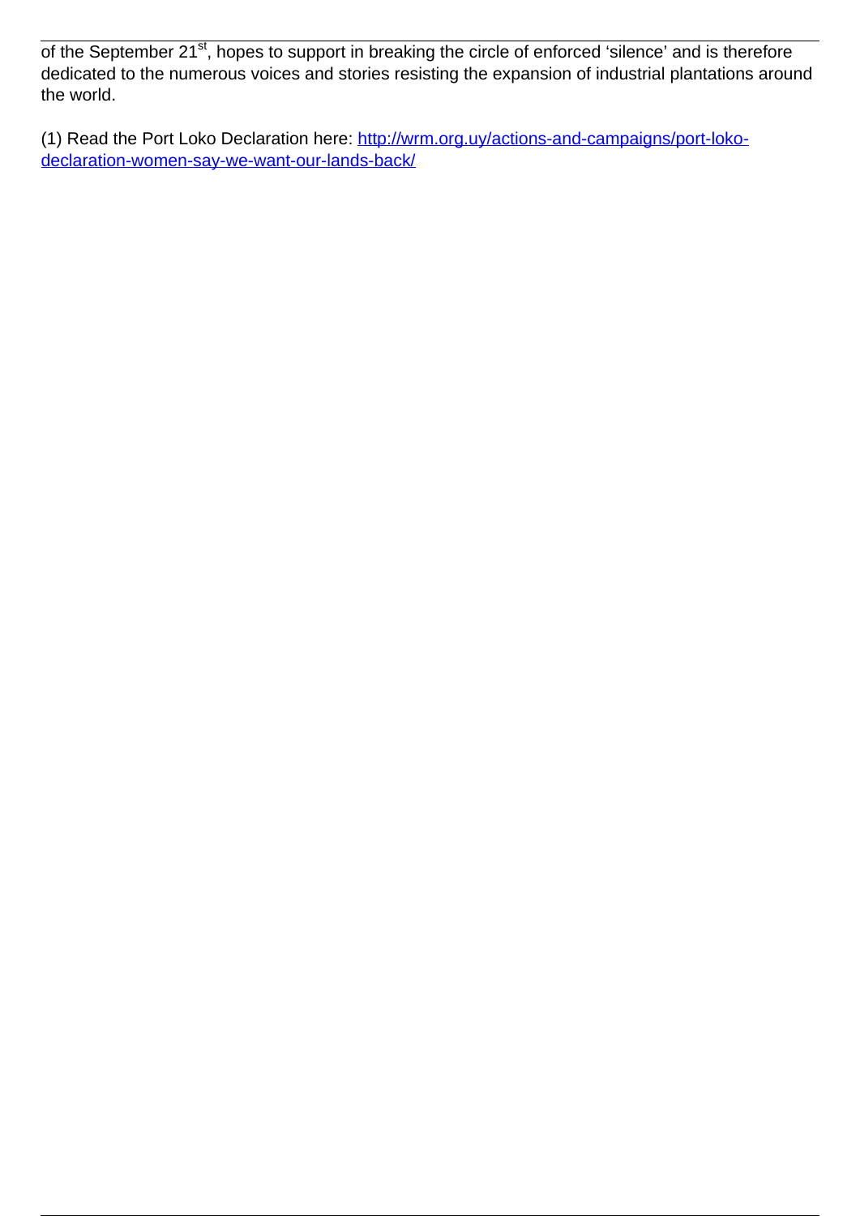of the September 21st, hopes to support in breaking the circle of enforced 'silence' and is therefore dedicated to the numerous voices and stories resisting the expansion of industrial plantations around the world.

(1) Read the Port Loko Declaration here: [http://wrm.org.uy/actions-and-campaigns/port-loko-declaration-women-say-we-want-our-lands-back/](http://wrm.org.uy/actions-and-campaigns/port-loko-declaration-women-say-we-want-our-lands-back/)